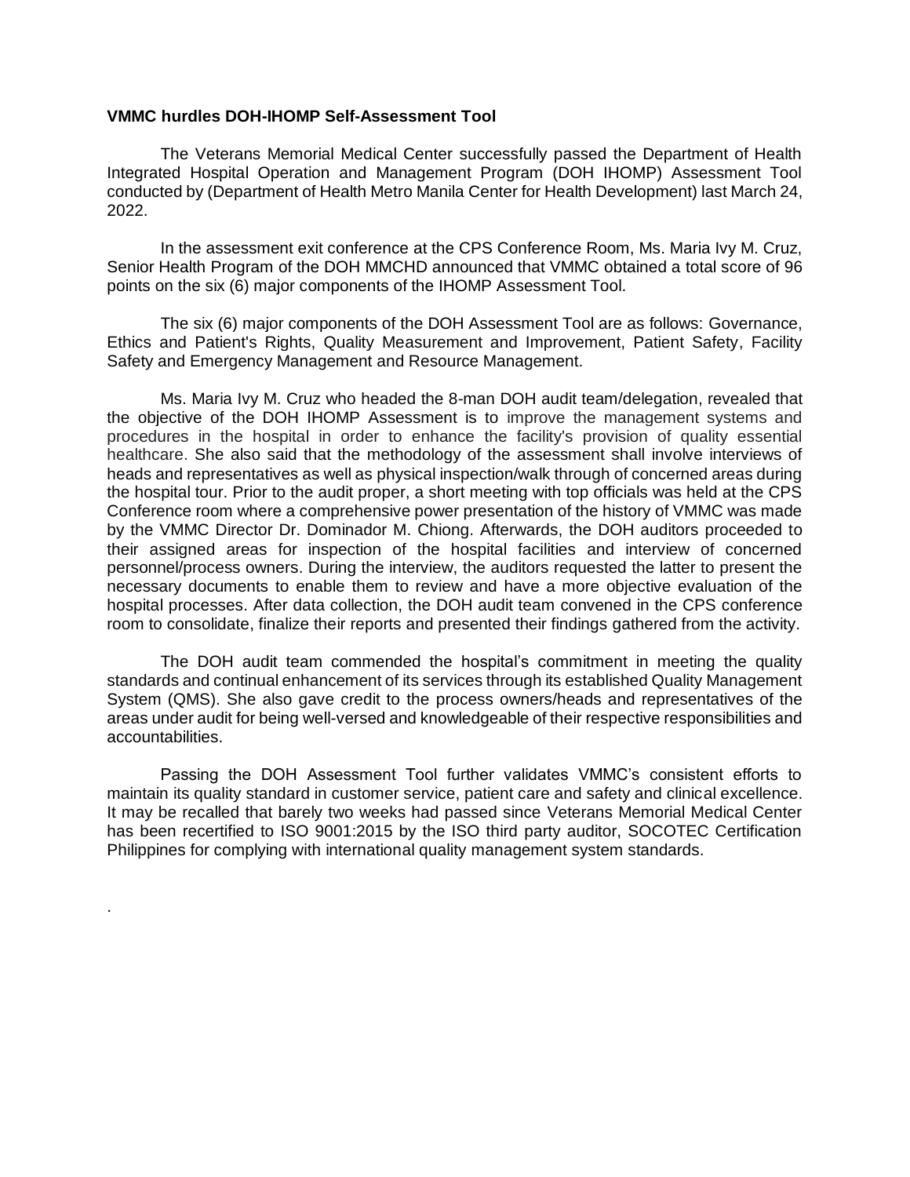**VMMC hurdles DOH-IHOMP Self-Assessment Tool**

The Veterans Memorial Medical Center successfully passed the Department of Health Integrated Hospital Operation and Management Program (DOH IHOMP) Assessment Tool conducted by (Department of Health Metro Manila Center for Health Development) last March 24, 2022.

In the assessment exit conference at the CPS Conference Room, Ms. Maria Ivy M. Cruz, Senior Health Program of the DOH MMCHD announced that VMMC obtained a total score of 96 points on the six (6) major components of the IHOMP Assessment Tool.

The six (6) major components of the DOH Assessment Tool are as follows: Governance, Ethics and Patient's Rights, Quality Measurement and Improvement, Patient Safety, Facility Safety and Emergency Management and Resource Management.

Ms. Maria Ivy M. Cruz who headed the 8-man DOH audit team/delegation, revealed that the objective of the DOH IHOMP Assessment is to improve the management systems and procedures in the hospital in order to enhance the facility's provision of quality essential healthcare. She also said that the methodology of the assessment shall involve interviews of heads and representatives as well as physical inspection/walk through of concerned areas during the hospital tour. Prior to the audit proper, a short meeting with top officials was held at the CPS Conference room where a comprehensive power presentation of the history of VMMC was made by the VMMC Director Dr. Dominador M. Chiong. Afterwards, the DOH auditors proceeded to their assigned areas for inspection of the hospital facilities and interview of concerned personnel/process owners. During the interview, the auditors requested the latter to present the necessary documents to enable them to review and have a more objective evaluation of the hospital processes. After data collection, the DOH audit team convened in the CPS conference room to consolidate, finalize their reports and presented their findings gathered from the activity.

The DOH audit team commended the hospital's commitment in meeting the quality standards and continual enhancement of its services through its established Quality Management System (QMS). She also gave credit to the process owners/heads and representatives of the areas under audit for being well-versed and knowledgeable of their respective responsibilities and accountabilities.

Passing the DOH Assessment Tool further validates VMMC's consistent efforts to maintain its quality standard in customer service, patient care and safety and clinical excellence. It may be recalled that barely two weeks had passed since Veterans Memorial Medical Center has been recertified to ISO 9001:2015 by the ISO third party auditor, SOCOTEC Certification Philippines for complying with international quality management system standards.

.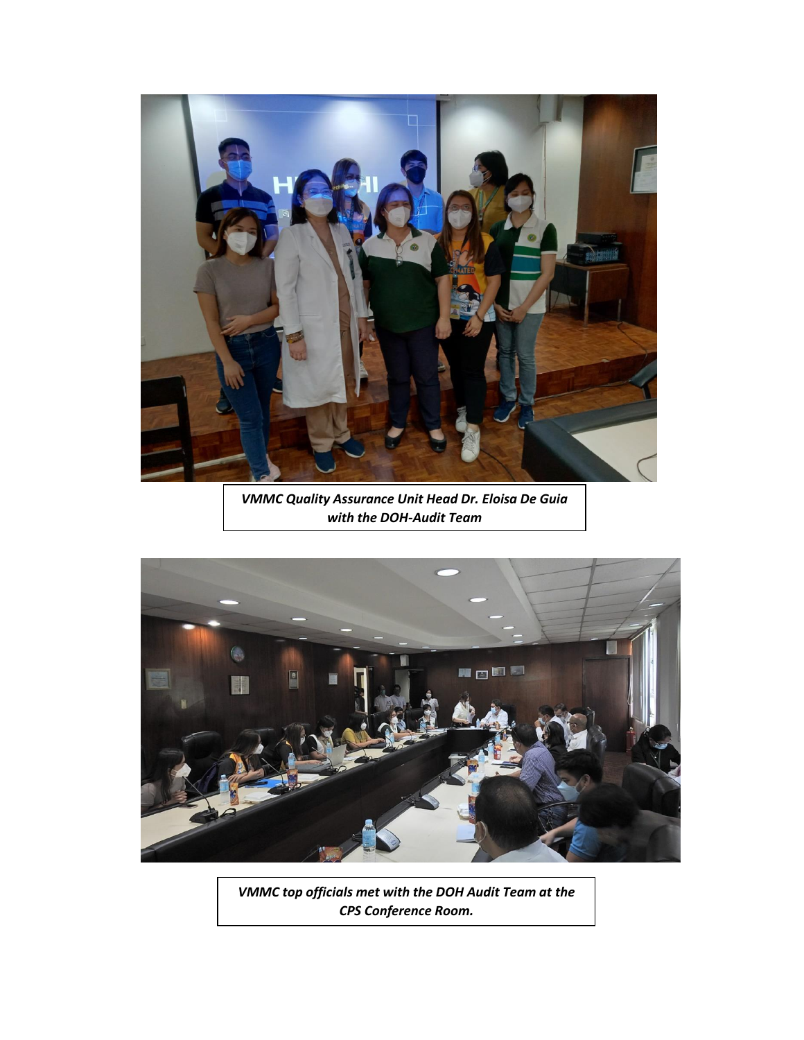*VMMC Quality Assurance Unit Head Dr. Eloisa De Guia with the DOH-Audit Team*

*VMMC top officials met with the DOH Audit Team at the CPS Conference Room.*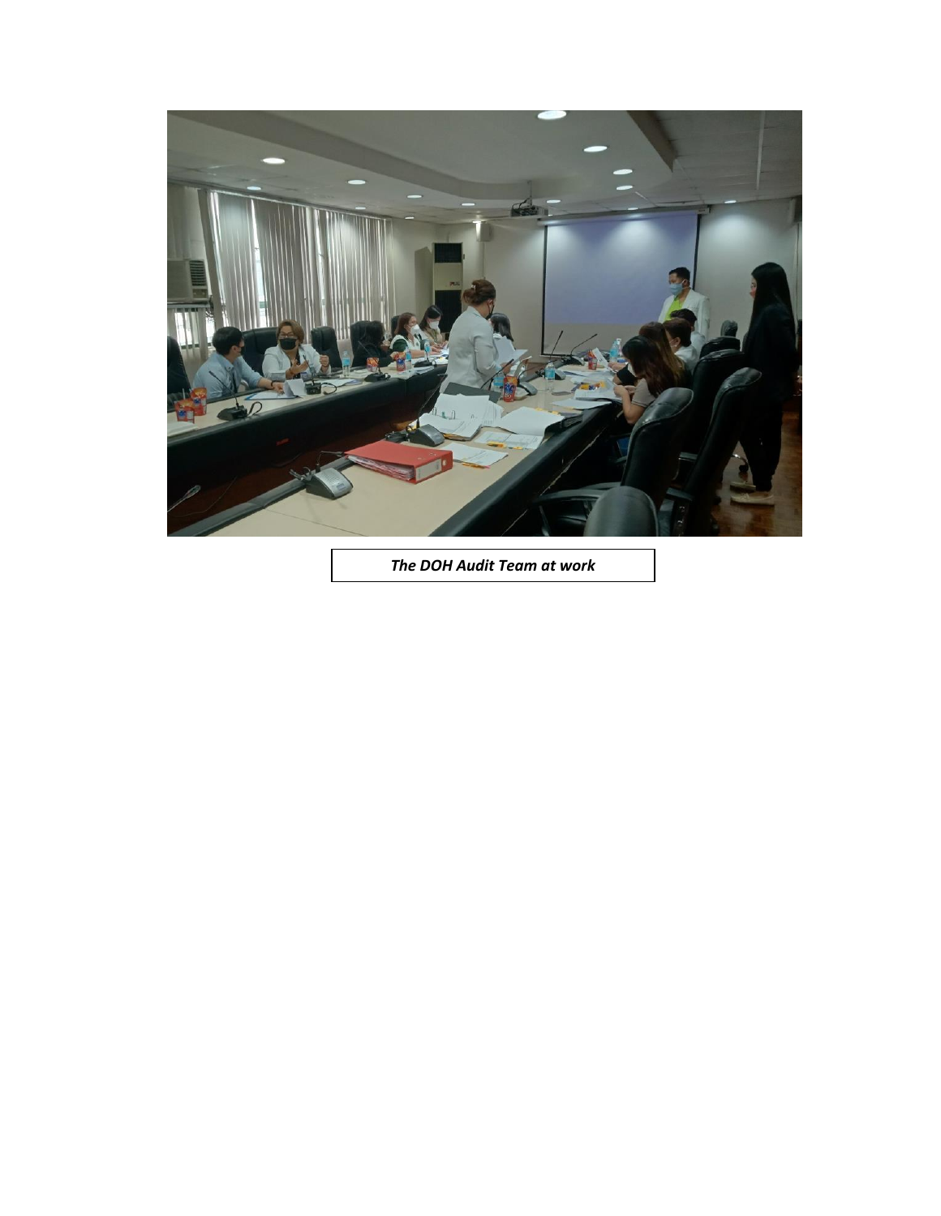***The DOH Audit Team at work***